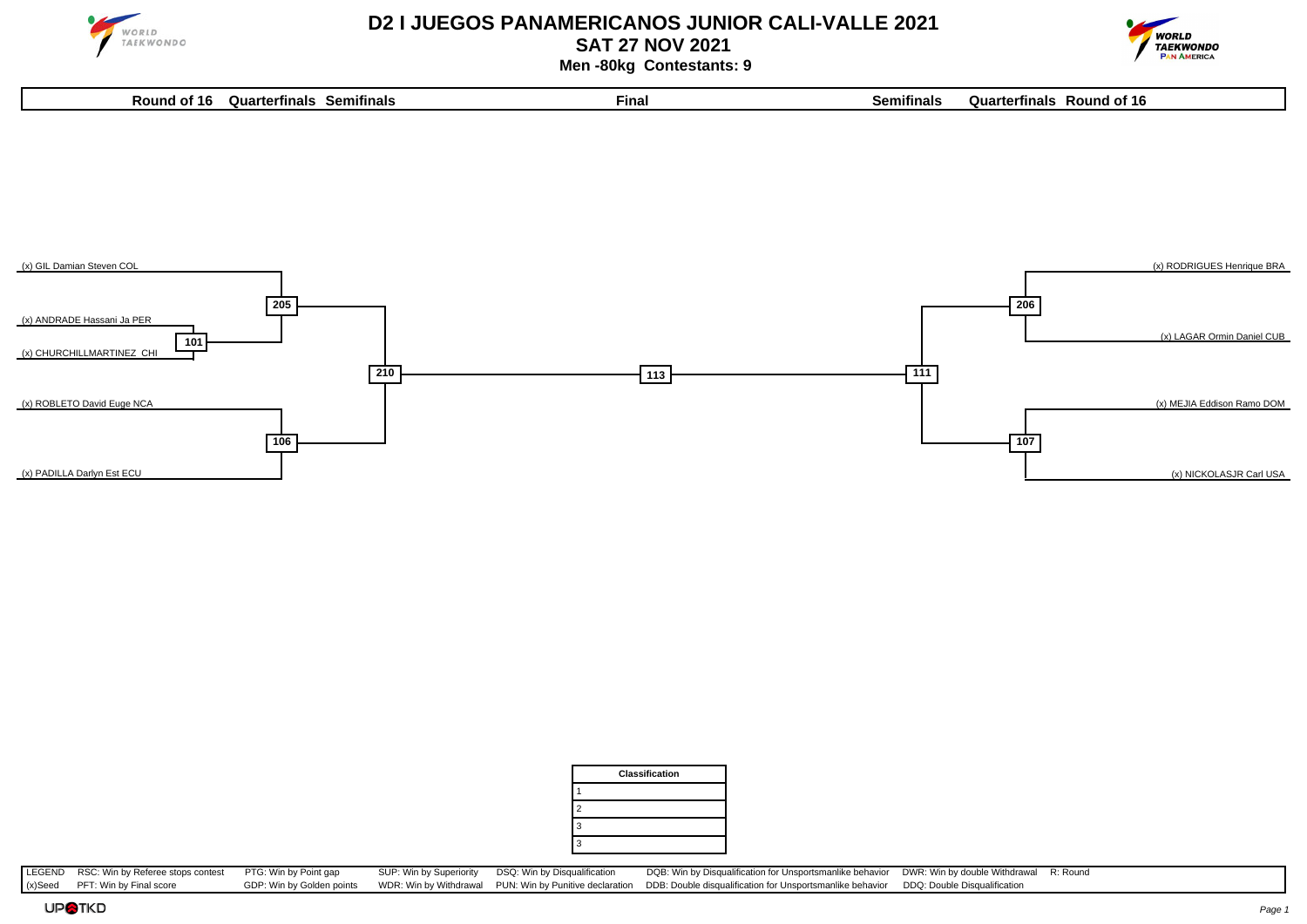# D2 I JUEGOS PANAMERICANOS JUNIOR CALI-VALLE 2021

## SAT 27 NOV 2021

### Men -80kg Contestants: 9

| Round of 16 | Quarterfinals | Semifinals | Final | Semifinals | Quarterfinals | Round of 16 |
|---|---|---|---|---|---|---|

**Left side of bracket**

- (x) GIL Damian Steven COL
- (x) ANDRADE Hassani Ja PER
- (x) CHURCHILLMARTINEZ CHI
- (x) ROBLETO David Euge NCA
- (x) PADILLA Darlyn Est ECU

Contests: 101 (ANDRADE vs CHURCHILLMARTINEZ), 205 (GIL vs winner of 101), 106 (ROBLETO vs PADILLA), 210 (winner of 205 vs winner of 106)

**Final:** 113

**Right side of bracket**

- (x) RODRIGUES Henrique BRA
- (x) LAGAR Ormin Daniel CUB
- (x) MEJIA Eddison Ramo DOM
- (x) NICKOLASJR Carl USA

Contests: 206 (RODRIGUES vs LAGAR), 107 (MEJIA vs NICKOLASJR), 111 (winner of 206 vs winner of 107)

| Classification | |
|---|---|
| 1 | |
| 2 | |
| 3 | |
| 3 | |

| LEGEND | RSC: Win by Referee stops contest | PTG: Win by Point gap | SUP: Win by Superiority | DSQ: Win by Disqualification | DQB: Win by Disqualification for Unsportsmanlike behavior | DWR: Win by double Withdrawal | R: Round |
|---|---|---|---|---|---|---|---|
| (x)Seed | PFT: Win by Final score | GDP: Win by Golden points | WDR: Win by Withdrawal | PUN: Win by Punitive declaration | DDB: Double disqualification for Unsportsmanlike behavior | DDQ: Double Disqualification | |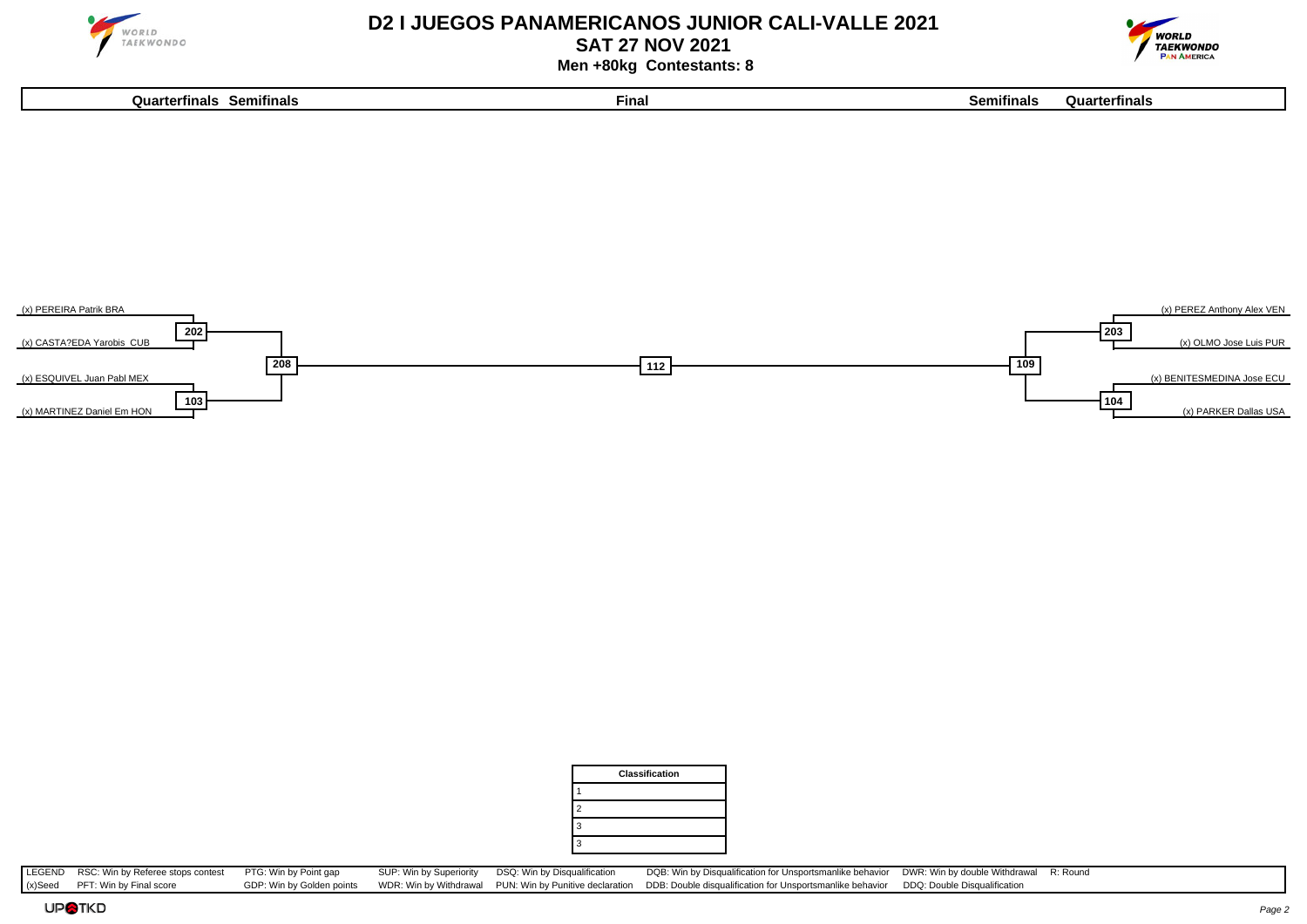# D2 I JUEGOS PANAMERICANOS JUNIOR CALI-VALLE 2021

## SAT 27 NOV 2021

### Men +80kg Contestants: 8

| Quarterfinals | Semifinals | Final | Semifinals | Quarterfinals |
|---|---|---|---|---|
| (x) PEREIRA Patrik BRA | | | | (x) PEREZ Anthony Alex VEN |
| 202 | 208 | 112 | 109 | 203 |
| (x) CASTA?EDA Yarobis CUB | | | | (x) OLMO Jose Luis PUR |
| (x) ESQUIVEL Juan Pabl MEX | | | | (x) BENITESMEDINA Jose ECU |
| 103 | | | | 104 |
| (x) MARTINEZ Daniel Em HON | | | | (x) PARKER Dallas USA |

| Classification | |
|---|---|
| 1 | |
| 2 | |
| 3 | |
| 3 | |

| LEGEND | RSC: Win by Referee stops contest | PTG: Win by Point gap | SUP: Win by Superiority | DSQ: Win by Disqualification | DQB: Win by Disqualification for Unsportsmanlike behavior | DWR: Win by double Withdrawal | R: Round |
|---|---|---|---|---|---|---|---|
| (x)Seed | PFT: Win by Final score | GDP: Win by Golden points | WDR: Win by Withdrawal | PUN: Win by Punitive declaration | DDB: Double disqualification for Unsportsmanlike behavior | DDQ: Double Disqualification | |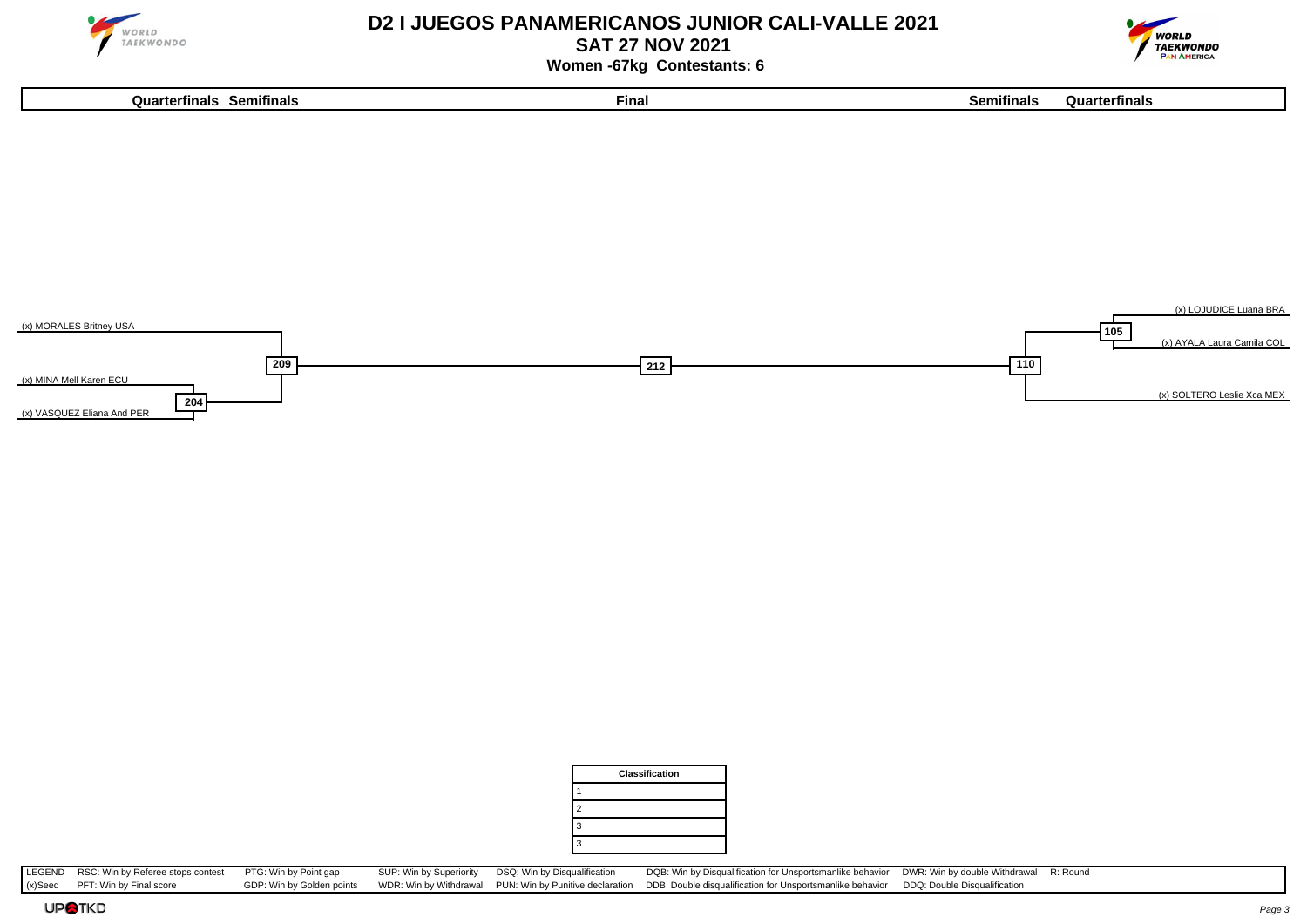# D2 I JUEGOS PANAMERICANOS JUNIOR CALI-VALLE 2021

## SAT 27 NOV 2021

### Women -67kg Contestants: 6

| Quarterfinals | Semifinals | Final | Semifinals | Quarterfinals |
|---|---|---|---|---|

**Left bracket:**

- (x) MORALES Britney USA
- (x) MINA Mell Karen ECU
- (x) VASQUEZ Eliana And PER

Match 204: MINA Mell Karen ECU vs VASQUEZ Eliana And PER

Match 209: MORALES Britney USA vs winner of 204

**Final:** Match 212

**Right bracket:**

- (x) LOJUDICE Luana BRA
- (x) AYALA Laura Camila COL
- (x) SOLTERO Leslie Xca MEX

Match 105: LOJUDICE Luana BRA vs AYALA Laura Camila COL

Match 110: winner of 105 vs SOLTERO Leslie Xca MEX

| Classification |
|---|
| 1 |
| 2 |
| 3 |
| 3 |

| LEGEND | RSC: Win by Referee stops contest | PTG: Win by Point gap | SUP: Win by Superiority | DSQ: Win by Disqualification | DQB: Win by Disqualification for Unsportsmanlike behavior | DWR: Win by double Withdrawal | R: Round |
|---|---|---|---|---|---|---|---|
| (x)Seed | PFT: Win by Final score | GDP: Win by Golden points | WDR: Win by Withdrawal | PUN: Win by Punitive declaration | DDB: Double disqualification for Unsportsmanlike behavior | DDQ: Double Disqualification | |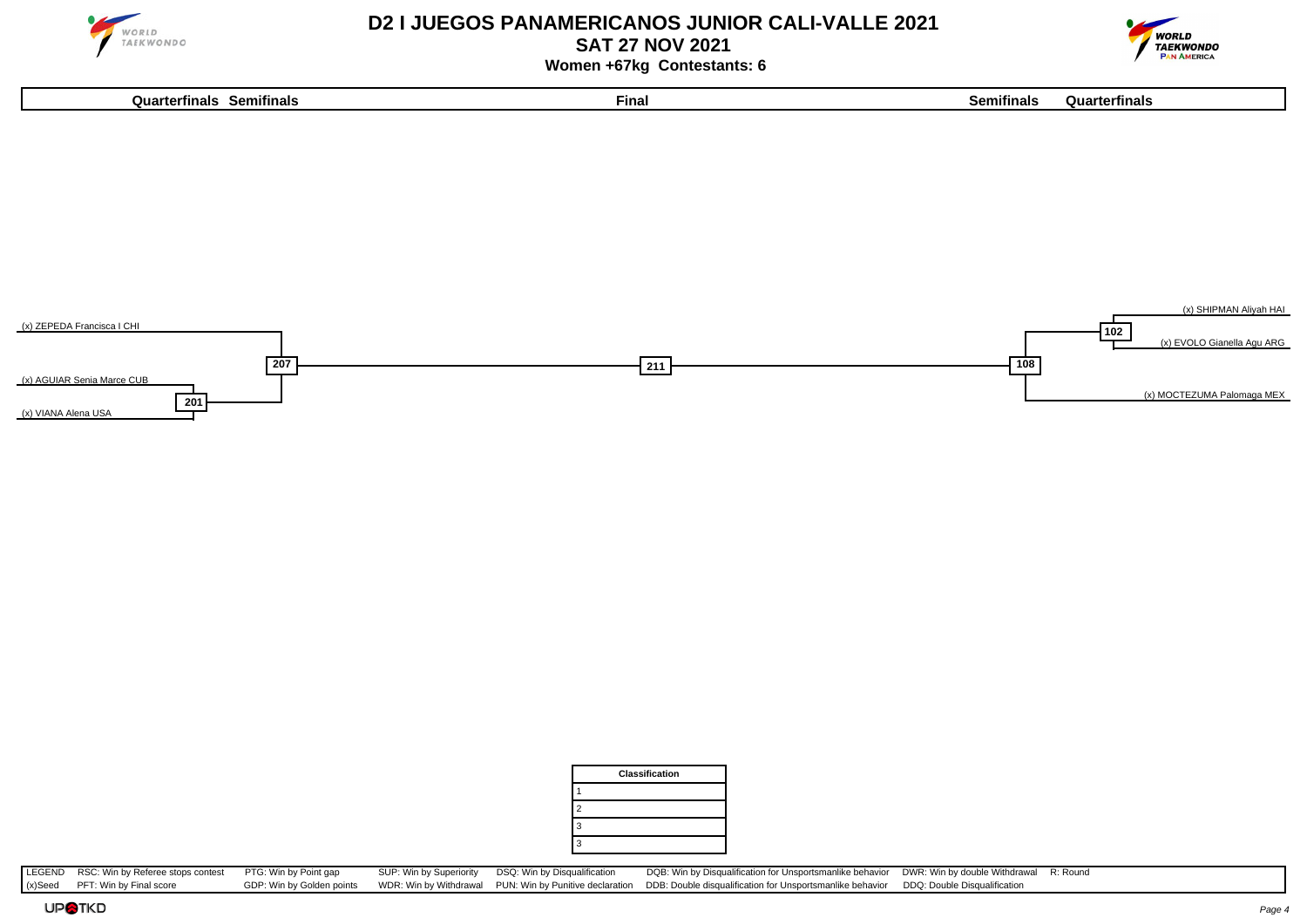# D2 I JUEGOS PANAMERICANOS JUNIOR CALI-VALLE 2021

**SAT 27 NOV 2021**

**Women +67kg Contestants: 6**

**Quarterfinals Semifinals** | **Final** | **Semifinals Quarterfinals**

(x) ZEPEDA Francisca I CHI

(x) AGUIAR Senia Marce CUB

201

(x) VIANA Alena USA

207

211

108

(x) SHIPMAN Aliyah HAI

102

(x) EVOLO Gianella Agu ARG

(x) MOCTEZUMA Palomaga MEX

| Classification | |
|---|---|
| 1 | |
| 2 | |
| 3 | |
| 3 | |

| | | | | | | | |
|---|---|---|---|---|---|---|---|
| LEGEND | RSC: Win by Referee stops contest | PTG: Win by Point gap | SUP: Win by Superiority | DSQ: Win by Disqualification | DQB: Win by Disqualification for Unsportsmanlike behavior | DWR: Win by double Withdrawal | R: Round |
| (x)Seed | PFT: Win by Final score | GDP: Win by Golden points | WDR: Win by Withdrawal | PUN: Win by Punitive declaration | DDB: Double disqualification for Unsportsmanlike behavior | DDQ: Double Disqualification | |